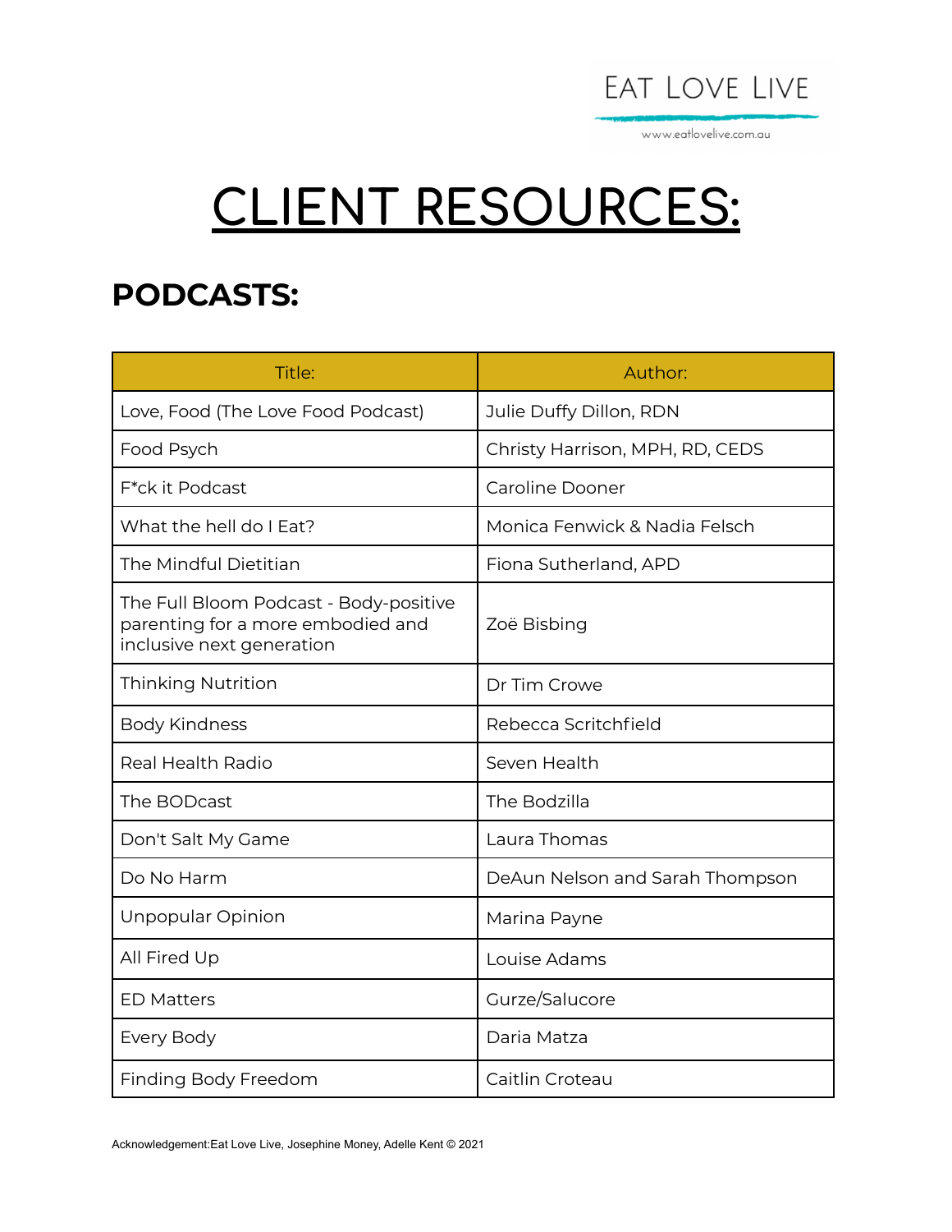EAT LOVE LIVE

www.eatlovelive.com.au

# CLIENT RESOURCES:

## PODCASTS:

| Title: | Author: |
|---|---|
| Love, Food (The Love Food Podcast) | Julie Duffy Dillon, RDN |
| Food Psych | Christy Harrison, MPH, RD, CEDS |
| F*ck it Podcast | Caroline Dooner |
| What the hell do I Eat? | Monica Fenwick & Nadia Felsch |
| The Mindful Dietitian | Fiona Sutherland, APD |
| The Full Bloom Podcast - Body-positive parenting for a more embodied and inclusive next generation | Zoë Bisbing |
| Thinking Nutrition | Dr Tim Crowe |
| Body Kindness | Rebecca Scritchfield |
| Real Health Radio | Seven Health |
| The BODcast | The Bodzilla |
| Don't Salt My Game | Laura Thomas |
| Do No Harm | DeAun Nelson and Sarah Thompson |
| Unpopular Opinion | Marina Payne |
| All Fired Up | Louise Adams |
| ED Matters | Gurze/Salucore |
| Every Body | Daria Matza |
| Finding Body Freedom | Caitlin Croteau |

Acknowledgement:Eat Love Live, Josephine Money, Adelle Kent © 2021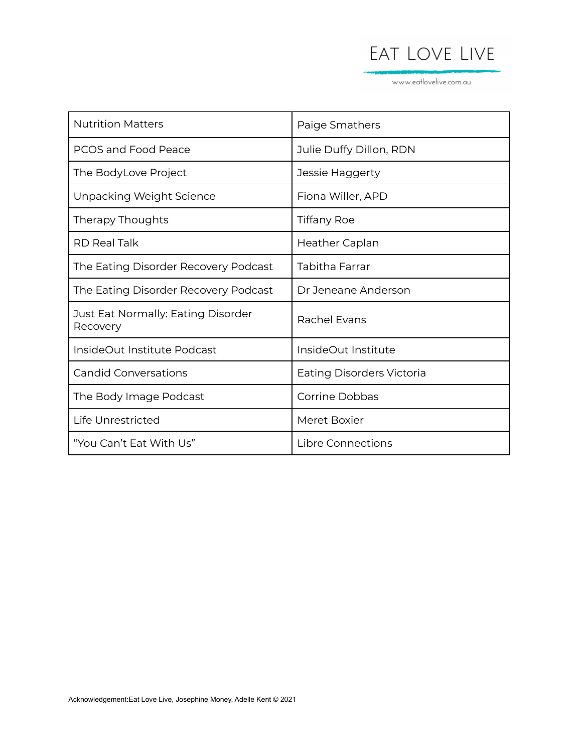| | |
|---|---|
| Nutrition Matters | Paige Smathers |
| PCOS and Food Peace | Julie Duffy Dillon, RDN |
| The BodyLove Project | Jessie Haggerty |
| Unpacking Weight Science | Fiona Willer, APD |
| Therapy Thoughts | Tiffany Roe |
| RD Real Talk | Heather Caplan |
| The Eating Disorder Recovery Podcast | Tabitha Farrar |
| The Eating Disorder Recovery Podcast | Dr Jeneane Anderson |
| Just Eat Normally: Eating Disorder Recovery | Rachel Evans |
| InsideOut Institute Podcast | InsideOut Institute |
| Candid Conversations | Eating Disorders Victoria |
| The Body Image Podcast | Corrine Dobbas |
| Life Unrestricted | Meret Boxier |
| "You Can't Eat With Us" | Libre Connections |

Acknowledgement:Eat Love Live, Josephine Money, Adelle Kent © 2021